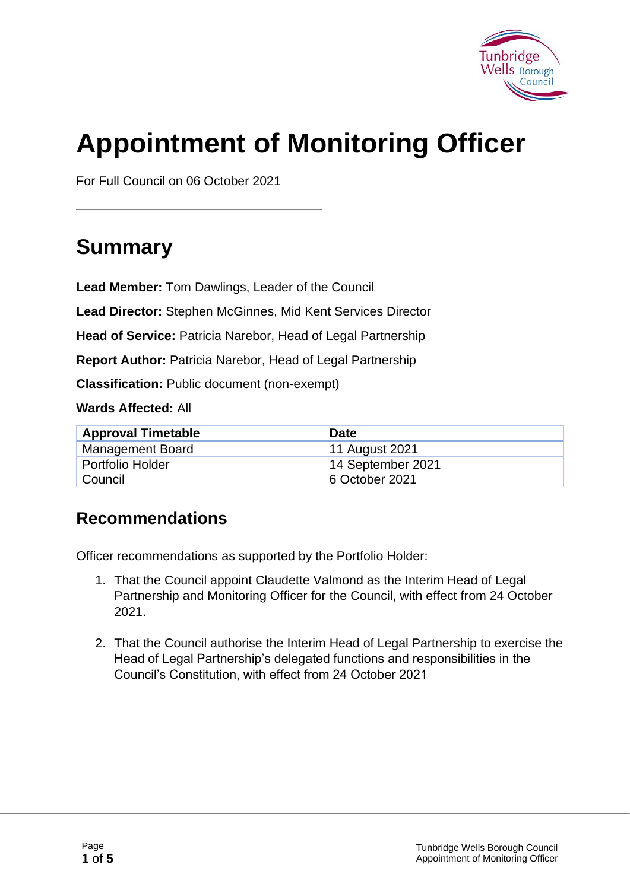# Appointment of Monitoring Officer

For Full Council on 06 October 2021

## Summary

**Lead Member:** Tom Dawlings, Leader of the Council

**Lead Director:** Stephen McGinnes, Mid Kent Services Director

**Head of Service:** Patricia Narebor, Head of Legal Partnership

**Report Author:** Patricia Narebor, Head of Legal Partnership

**Classification:** Public document (non-exempt)

**Wards Affected:** All

| Approval Timetable | Date |
| --- | --- |
| Management Board | 11 August 2021 |
| Portfolio Holder | 14 September 2021 |
| Council | 6 October 2021 |

## Recommendations

Officer recommendations as supported by the Portfolio Holder:

1. That the Council appoint Claudette Valmond as the Interim Head of Legal Partnership and Monitoring Officer for the Council, with effect from 24 October 2021.

2. That the Council authorise the Interim Head of Legal Partnership to exercise the Head of Legal Partnership's delegated functions and responsibilities in the Council's Constitution, with effect from 24 October 2021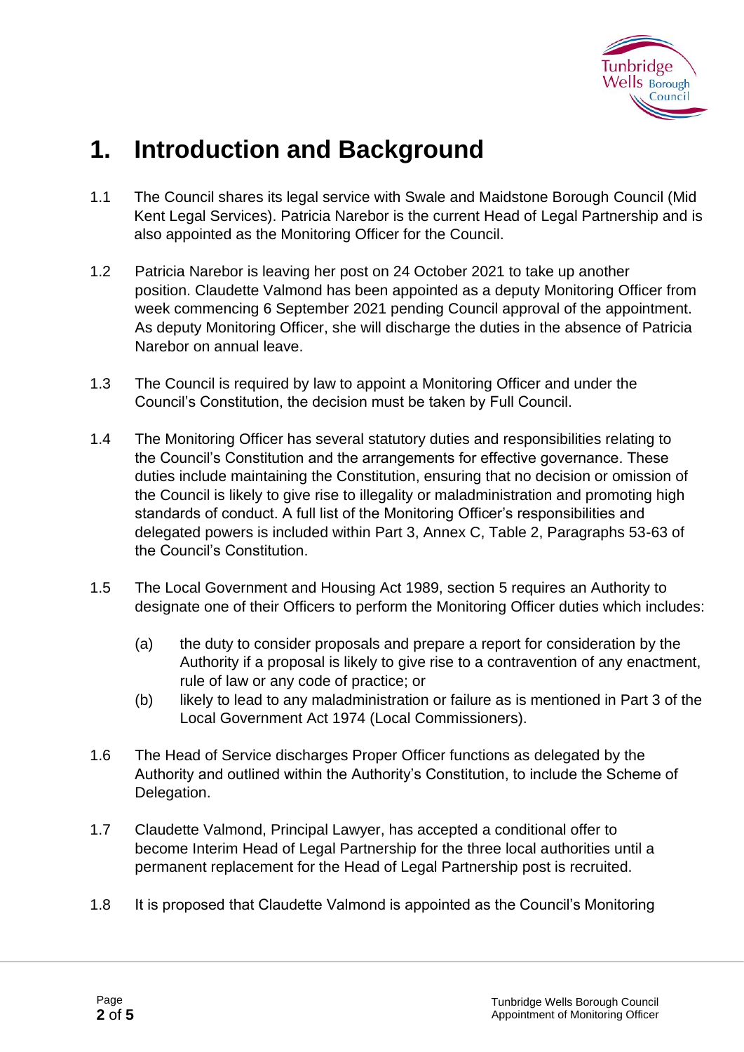# 1. Introduction and Background

1.1 The Council shares its legal service with Swale and Maidstone Borough Council (Mid Kent Legal Services). Patricia Narebor is the current Head of Legal Partnership and is also appointed as the Monitoring Officer for the Council.

1.2 Patricia Narebor is leaving her post on 24 October 2021 to take up another position. Claudette Valmond has been appointed as a deputy Monitoring Officer from week commencing 6 September 2021 pending Council approval of the appointment. As deputy Monitoring Officer, she will discharge the duties in the absence of Patricia Narebor on annual leave.

1.3 The Council is required by law to appoint a Monitoring Officer and under the Council's Constitution, the decision must be taken by Full Council.

1.4 The Monitoring Officer has several statutory duties and responsibilities relating to the Council's Constitution and the arrangements for effective governance. These duties include maintaining the Constitution, ensuring that no decision or omission of the Council is likely to give rise to illegality or maladministration and promoting high standards of conduct. A full list of the Monitoring Officer's responsibilities and delegated powers is included within Part 3, Annex C, Table 2, Paragraphs 53-63 of the Council's Constitution.

1.5 The Local Government and Housing Act 1989, section 5 requires an Authority to designate one of their Officers to perform the Monitoring Officer duties which includes:

(a) the duty to consider proposals and prepare a report for consideration by the Authority if a proposal is likely to give rise to a contravention of any enactment, rule of law or any code of practice; or

(b) likely to lead to any maladministration or failure as is mentioned in Part 3 of the Local Government Act 1974 (Local Commissioners).

1.6 The Head of Service discharges Proper Officer functions as delegated by the Authority and outlined within the Authority's Constitution, to include the Scheme of Delegation.

1.7 Claudette Valmond, Principal Lawyer, has accepted a conditional offer to become Interim Head of Legal Partnership for the three local authorities until a permanent replacement for the Head of Legal Partnership post is recruited.

1.8 It is proposed that Claudette Valmond is appointed as the Council's Monitoring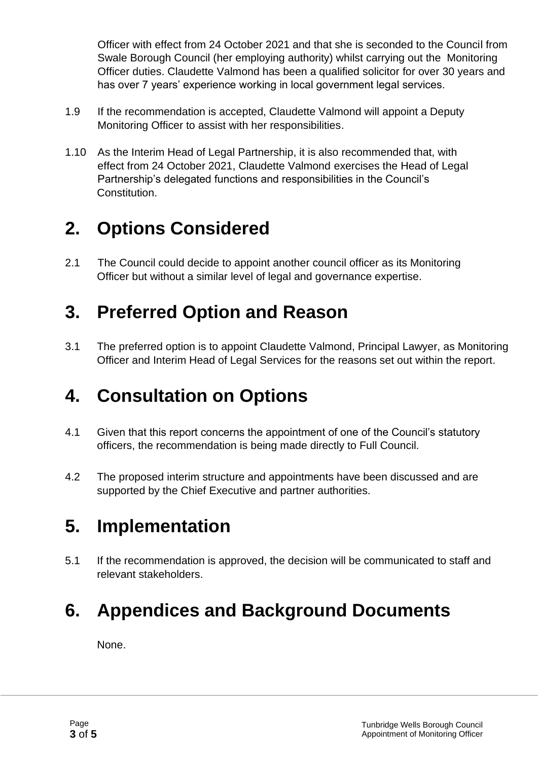Officer with effect from 24 October 2021 and that she is seconded to the Council from Swale Borough Council (her employing authority) whilst carrying out the Monitoring Officer duties. Claudette Valmond has been a qualified solicitor for over 30 years and has over 7 years' experience working in local government legal services.

1.9 If the recommendation is accepted, Claudette Valmond will appoint a Deputy Monitoring Officer to assist with her responsibilities.

1.10 As the Interim Head of Legal Partnership, it is also recommended that, with effect from 24 October 2021, Claudette Valmond exercises the Head of Legal Partnership's delegated functions and responsibilities in the Council's Constitution.

# 2. Options Considered

2.1 The Council could decide to appoint another council officer as its Monitoring Officer but without a similar level of legal and governance expertise.

# 3. Preferred Option and Reason

3.1 The preferred option is to appoint Claudette Valmond, Principal Lawyer, as Monitoring Officer and Interim Head of Legal Services for the reasons set out within the report.

# 4. Consultation on Options

4.1 Given that this report concerns the appointment of one of the Council's statutory officers, the recommendation is being made directly to Full Council.

4.2 The proposed interim structure and appointments have been discussed and are supported by the Chief Executive and partner authorities.

# 5. Implementation

5.1 If the recommendation is approved, the decision will be communicated to staff and relevant stakeholders.

# 6. Appendices and Background Documents

None.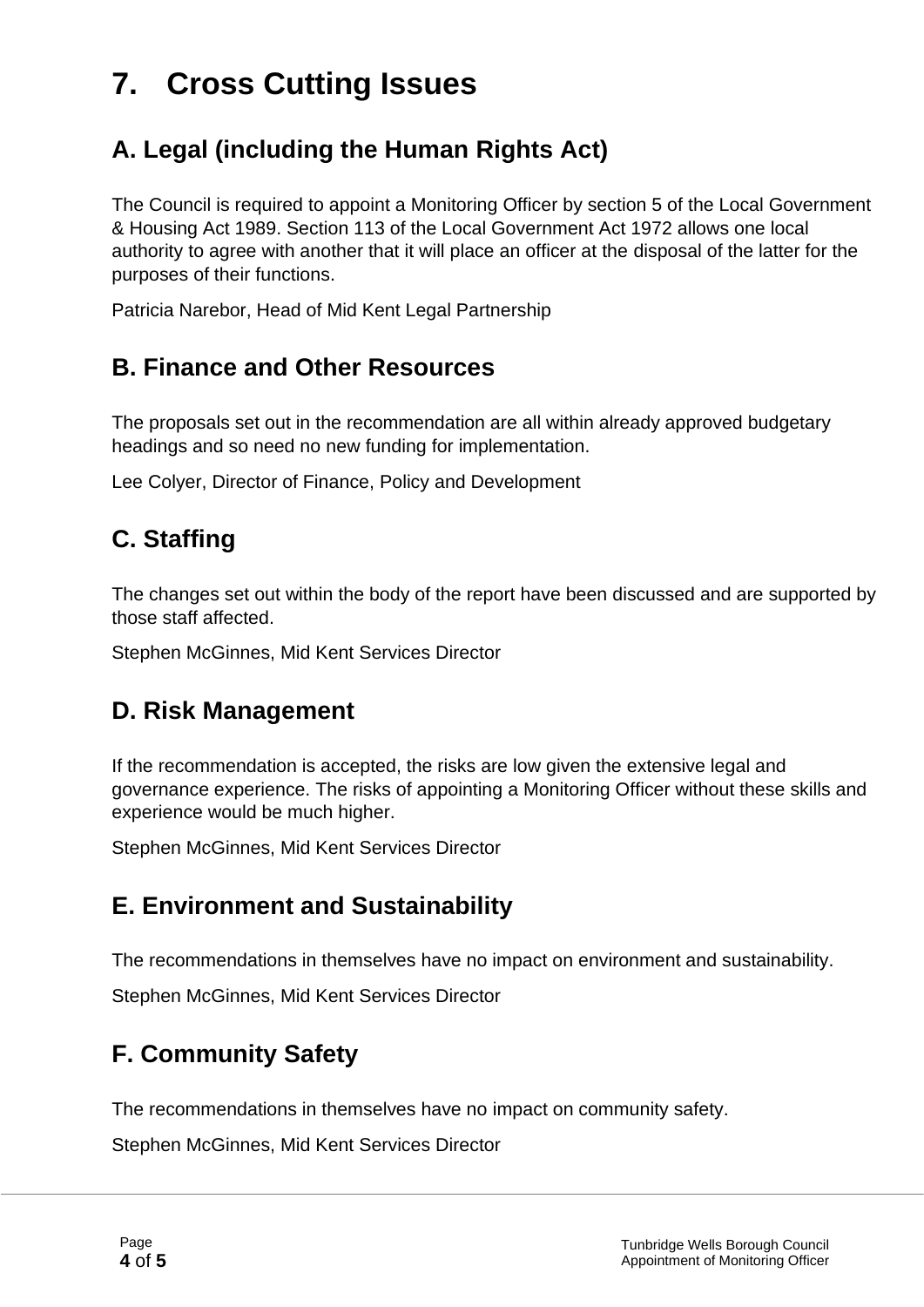# 7. Cross Cutting Issues

## A. Legal (including the Human Rights Act)

The Council is required to appoint a Monitoring Officer by section 5 of the Local Government & Housing Act 1989. Section 113 of the Local Government Act 1972 allows one local authority to agree with another that it will place an officer at the disposal of the latter for the purposes of their functions.

Patricia Narebor, Head of Mid Kent Legal Partnership

## B. Finance and Other Resources

The proposals set out in the recommendation are all within already approved budgetary headings and so need no new funding for implementation.

Lee Colyer, Director of Finance, Policy and Development

## C. Staffing

The changes set out within the body of the report have been discussed and are supported by those staff affected.

Stephen McGinnes, Mid Kent Services Director

## D. Risk Management

If the recommendation is accepted, the risks are low given the extensive legal and governance experience. The risks of appointing a Monitoring Officer without these skills and experience would be much higher.

Stephen McGinnes, Mid Kent Services Director

## E. Environment and Sustainability

The recommendations in themselves have no impact on environment and sustainability.

Stephen McGinnes, Mid Kent Services Director

## F. Community Safety

The recommendations in themselves have no impact on community safety.

Stephen McGinnes, Mid Kent Services Director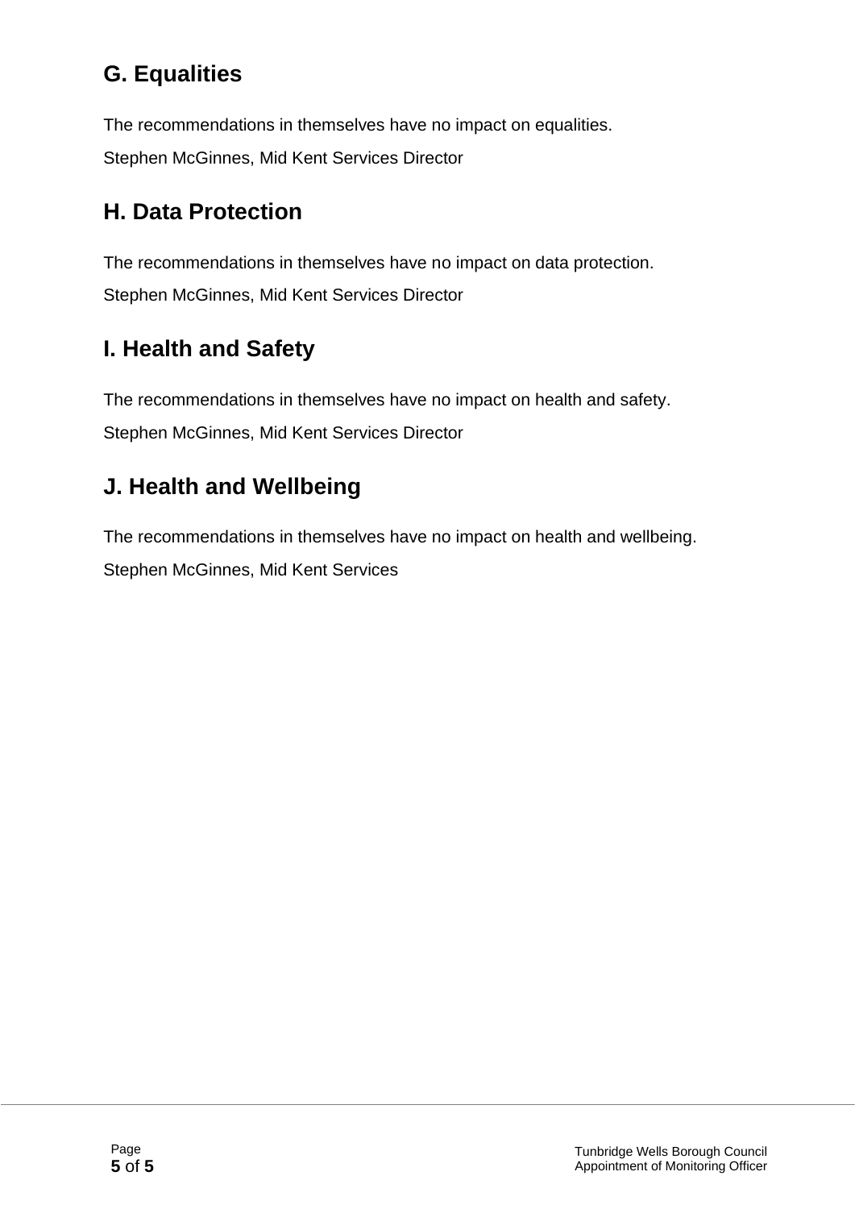## G. Equalities

The recommendations in themselves have no impact on equalities.

Stephen McGinnes, Mid Kent Services Director

## H. Data Protection

The recommendations in themselves have no impact on data protection.

Stephen McGinnes, Mid Kent Services Director

## I. Health and Safety

The recommendations in themselves have no impact on health and safety.

Stephen McGinnes, Mid Kent Services Director

## J. Health and Wellbeing

The recommendations in themselves have no impact on health and wellbeing.

Stephen McGinnes, Mid Kent Services